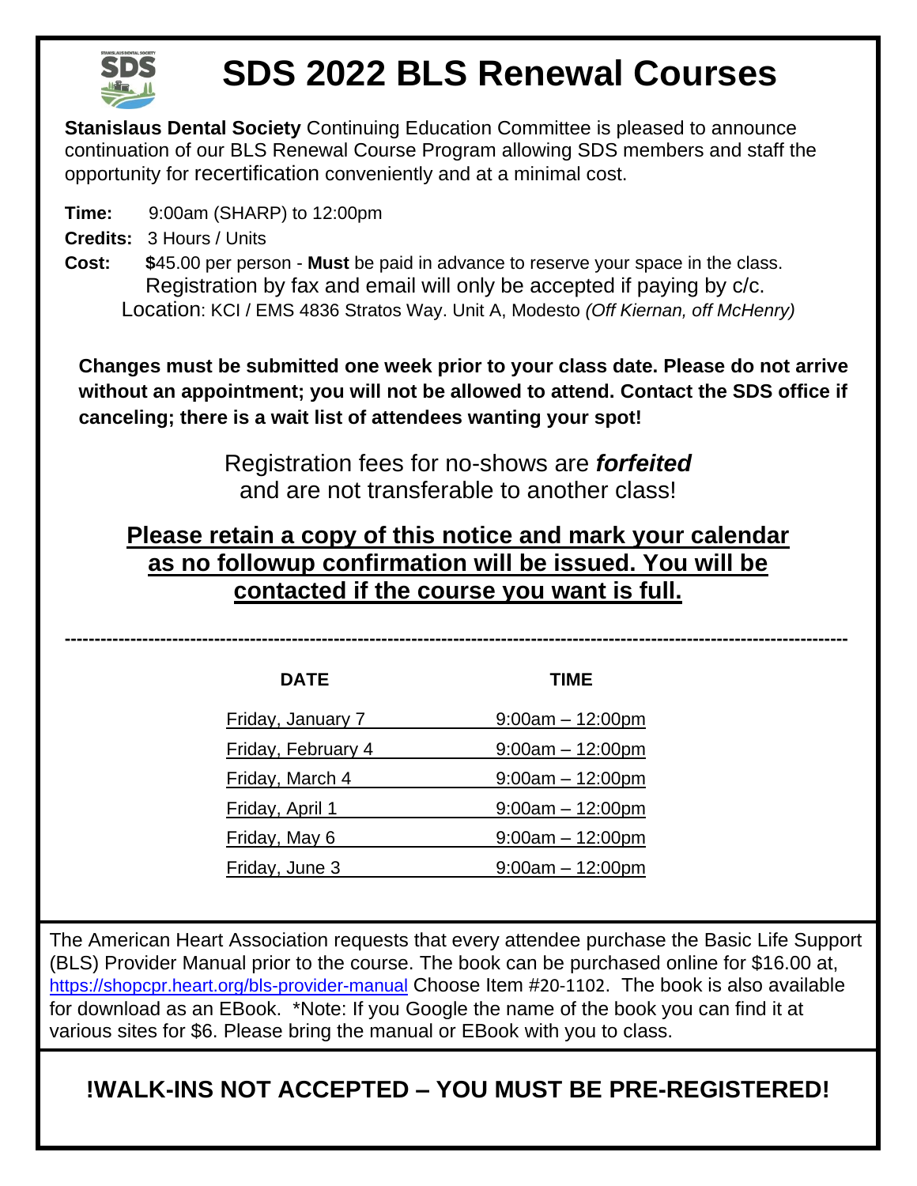# SDS 2022 BLS Renewal Courses

**Stanislaus Dental Society** Continuing Education Committee is pleased to announce continuation of our BLS Renewal Course Program allowing SDS members and staff the opportunity for recertification conveniently and at a minimal cost.

**Time:** 9:00am (SHARP) to 12:00pm

**Credits:** 3 Hours / Units

**Cost:** **$**45.00 per person - **Must** be paid in advance to reserve your space in the class. Registration by fax and email will only be accepted if paying by c/c.

Location: KCI / EMS 4836 Stratos Way. Unit A, Modesto *(Off Kiernan, off McHenry)*

**Changes must be submitted one week prior to your class date. Please do not arrive without an appointment; you will not be allowed to attend. Contact the SDS office if canceling; there is a wait list of attendees wanting your spot!**

Registration fees for no-shows are ***forfeited*** and are not transferable to another class!

**Please retain a copy of this notice and mark your calendar as no followup confirmation will be issued. You will be contacted if the course you want is full.**

---

| DATE | TIME |
|---|---|
| Friday, January 7 | 9:00am – 12:00pm |
| Friday, February 4 | 9:00am – 12:00pm |
| Friday, March 4 | 9:00am – 12:00pm |
| Friday, April 1 | 9:00am – 12:00pm |
| Friday, May 6 | 9:00am – 12:00pm |
| Friday, June 3 | 9:00am – 12:00pm |

The American Heart Association requests that every attendee purchase the Basic Life Support (BLS) Provider Manual prior to the course. The book can be purchased online for $16.00 at, https://shopcpr.heart.org/bls-provider-manual Choose Item #20-1102. The book is also available for download as an EBook. *Note: If you Google the name of the book you can find it at various sites for $6. Please bring the manual or EBook with you to class.

**!WALK-INS NOT ACCEPTED – YOU MUST BE PRE-REGISTERED!**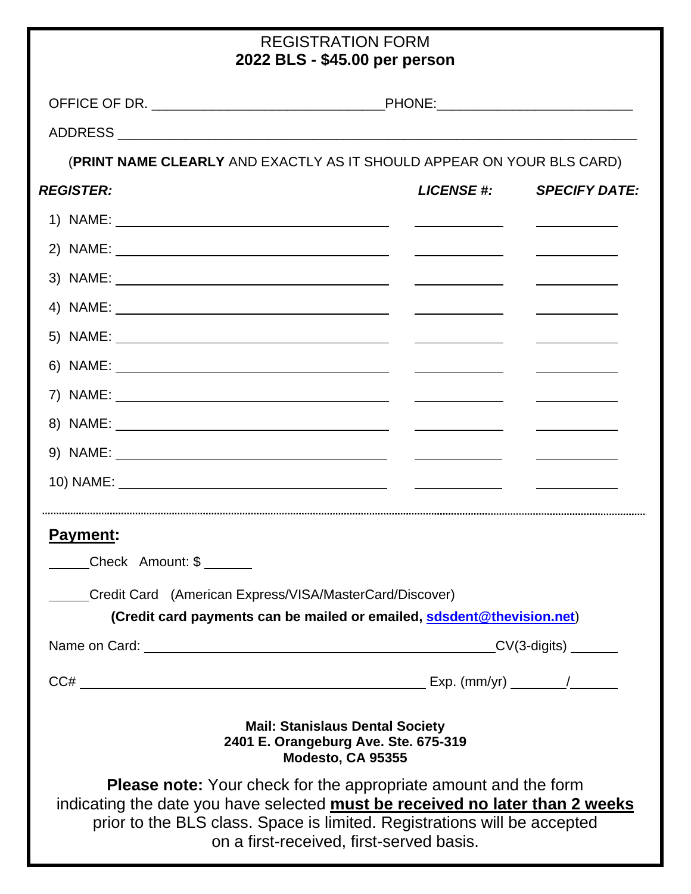# REGISTRATION FORM

## 2022 BLS - $45.00 per person

OFFICE OF DR. ______________________________ PHONE: _________________________

ADDRESS ___________________________________________________________________

(**PRINT NAME CLEARLY** AND EXACTLY AS IT SHOULD APPEAR ON YOUR BLS CARD)

| ***REGISTER:*** | ***LICENSE #:*** | ***SPECIFY DATE:*** |
|---|---|---|
| 1) NAME: ______________________ | __________ | __________ |
| 2) NAME: ______________________ | __________ | __________ |
| 3) NAME: ______________________ | __________ | __________ |
| 4) NAME: ______________________ | __________ | __________ |
| 5) NAME: ______________________ | __________ | __________ |
| 6) NAME: ______________________ | __________ | __________ |
| 7) NAME: ______________________ | __________ | __________ |
| 8) NAME: ______________________ | __________ | __________ |
| 9) NAME: ______________________ | __________ | __________ |
| 10) NAME: ______________________ | __________ | __________ |

---

**Payment:**

_____ Check   Amount: $ ______

_____ Credit Card   (American Express/VISA/MasterCard/Discover)

**(Credit card payments can be mailed or emailed, sdsdent@thevision.net)**

Name on Card: ________________________________________ CV(3-digits) ______

CC# ________________________________________ Exp. (mm/yr) _______/______

**Mail: Stanislaus Dental Society**
**2401 E. Orangeburg Ave. Ste. 675-319**
**Modesto, CA 95355**

**Please note:** Your check for the appropriate amount and the form indicating the date you have selected **must be received no later than 2 weeks** prior to the BLS class. Space is limited. Registrations will be accepted on a first-received, first-served basis.